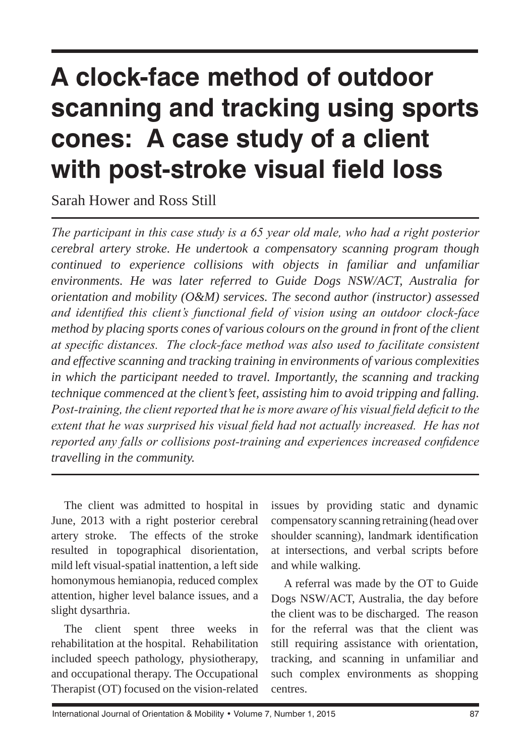# A clock-face method of outdoor scanning and tracking using sports cones: A case study of a client with post-stroke visual field loss

Sarah Hower and Ross Still

*The participant in this case study is a 65 year old male, who had a right posterior cerebral artery stroke. He undertook a compensatory scanning program though continued to experience collisions with objects in familiar and unfamiliar environments. He was later referred to Guide Dogs NSW/ACT, Australia for orientation and mobility (O&M) services. The second author (instructor) assessed and identified this client's functional field of vision using an outdoor clock-face method by placing sports cones of various colours on the ground in front of the client at specific distances. The clock-face method was also used to facilitate consistent and effective scanning and tracking training in environments of various complexities in which the participant needed to travel. Importantly, the scanning and tracking technique commenced at the client's feet, assisting him to avoid tripping and falling. Post-training, the client reported that he is more aware of his visual field deficit to the extent that he was surprised his visual field had not actually increased. He has not reported any falls or collisions post-training and experiences increased confidence travelling in the community.*

The client was admitted to hospital in June, 2013 with a right posterior cerebral artery stroke. The effects of the stroke resulted in topographical disorientation, mild left visual-spatial inattention, a left side homonymous hemianopia, reduced complex attention, higher level balance issues, and a slight dysarthria.

The client spent three weeks in rehabilitation at the hospital. Rehabilitation included speech pathology, physiotherapy, and occupational therapy. The Occupational Therapist (OT) focused on the vision-related issues by providing static and dynamic compensatory scanning retraining (head over shoulder scanning), landmark identification at intersections, and verbal scripts before and while walking.

A referral was made by the OT to Guide Dogs NSW/ACT, Australia, the day before the client was to be discharged. The reason for the referral was that the client was still requiring assistance with orientation, tracking, and scanning in unfamiliar and such complex environments as shopping centres.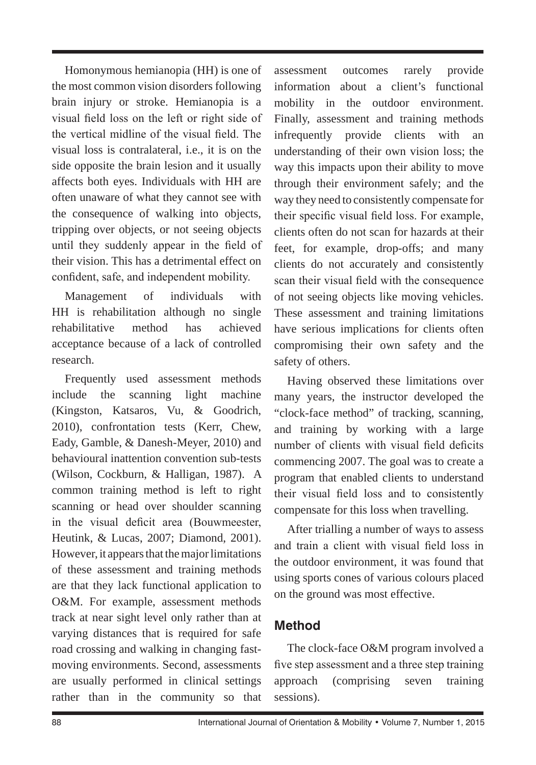Homonymous hemianopia (HH) is one of the most common vision disorders following brain injury or stroke. Hemianopia is a visual field loss on the left or right side of the vertical midline of the visual field. The visual loss is contralateral, i.e., it is on the side opposite the brain lesion and it usually affects both eyes. Individuals with HH are often unaware of what they cannot see with the consequence of walking into objects, tripping over objects, or not seeing objects until they suddenly appear in the field of their vision. This has a detrimental effect on confident, safe, and independent mobility.

Management of individuals with HH is rehabilitation although no single rehabilitative method has achieved acceptance because of a lack of controlled research.

Frequently used assessment methods include the scanning light machine (Kingston, Katsaros, Vu, & Goodrich, 2010), confrontation tests (Kerr, Chew, Eady, Gamble, & Danesh-Meyer, 2010) and behavioural inattention convention sub-tests (Wilson, Cockburn, & Halligan, 1987). A common training method is left to right scanning or head over shoulder scanning in the visual deficit area (Bouwmeester, Heutink, & Lucas, 2007; Diamond, 2001). However, it appears that the major limitations of these assessment and training methods are that they lack functional application to O&M. For example, assessment methods track at near sight level only rather than at varying distances that is required for safe road crossing and walking in changing fast-moving environments. Second, assessments are usually performed in clinical settings rather than in the community so that assessment outcomes rarely provide information about a client's functional mobility in the outdoor environment. Finally, assessment and training methods infrequently provide clients with an understanding of their own vision loss; the way this impacts upon their ability to move through their environment safely; and the way they need to consistently compensate for their specific visual field loss. For example, clients often do not scan for hazards at their feet, for example, drop-offs; and many clients do not accurately and consistently scan their visual field with the consequence of not seeing objects like moving vehicles. These assessment and training limitations have serious implications for clients often compromising their own safety and the safety of others.

Having observed these limitations over many years, the instructor developed the "clock-face method" of tracking, scanning, and training by working with a large number of clients with visual field deficits commencing 2007. The goal was to create a program that enabled clients to understand their visual field loss and to consistently compensate for this loss when travelling.

After trialling a number of ways to assess and train a client with visual field loss in the outdoor environment, it was found that using sports cones of various colours placed on the ground was most effective.

## Method

The clock-face O&M program involved a five step assessment and a three step training approach (comprising seven training sessions).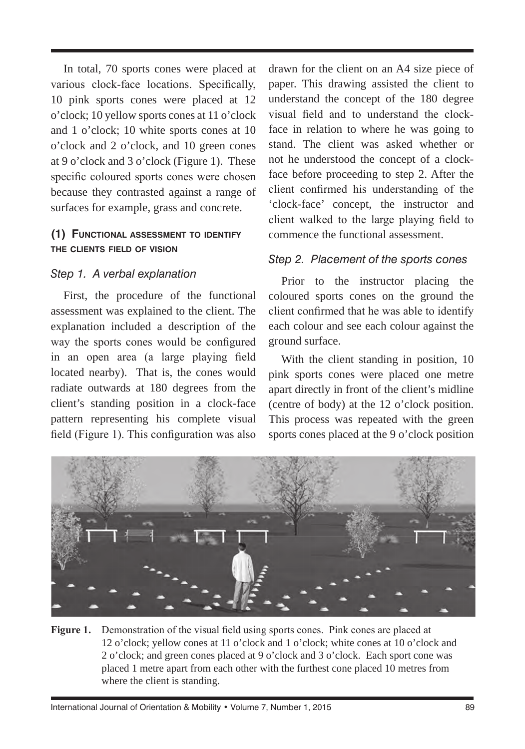In total, 70 sports cones were placed at various clock-face locations. Specifically, 10 pink sports cones were placed at 12 o'clock; 10 yellow sports cones at 11 o'clock and 1 o'clock; 10 white sports cones at 10 o'clock and 2 o'clock, and 10 green cones at 9 o'clock and 3 o'clock (Figure 1). These specific coloured sports cones were chosen because they contrasted against a range of surfaces for example, grass and concrete.

### (1) Functional assessment to identify the clients field of vision

#### *Step 1. A verbal explanation*

First, the procedure of the functional assessment was explained to the client. The explanation included a description of the way the sports cones would be configured in an open area (a large playing field located nearby). That is, the cones would radiate outwards at 180 degrees from the client's standing position in a clock-face pattern representing his complete visual field (Figure 1). This configuration was also drawn for the client on an A4 size piece of paper. This drawing assisted the client to understand the concept of the 180 degree visual field and to understand the clock-face in relation to where he was going to stand. The client was asked whether or not he understood the concept of a clock-face before proceeding to step 2. After the client confirmed his understanding of the 'clock-face' concept, the instructor and client walked to the large playing field to commence the functional assessment.

#### *Step 2. Placement of the sports cones*

Prior to the instructor placing the coloured sports cones on the ground the client confirmed that he was able to identify each colour and see each colour against the ground surface.

With the client standing in position, 10 pink sports cones were placed one metre apart directly in front of the client's midline (centre of body) at the 12 o'clock position. This process was repeated with the green sports cones placed at the 9 o'clock position

**Figure 1.** Demonstration of the visual field using sports cones. Pink cones are placed at 12 o'clock; yellow cones at 11 o'clock and 1 o'clock; white cones at 10 o'clock and 2 o'clock; and green cones placed at 9 o'clock and 3 o'clock. Each sport cone was placed 1 metre apart from each other with the furthest cone placed 10 metres from where the client is standing.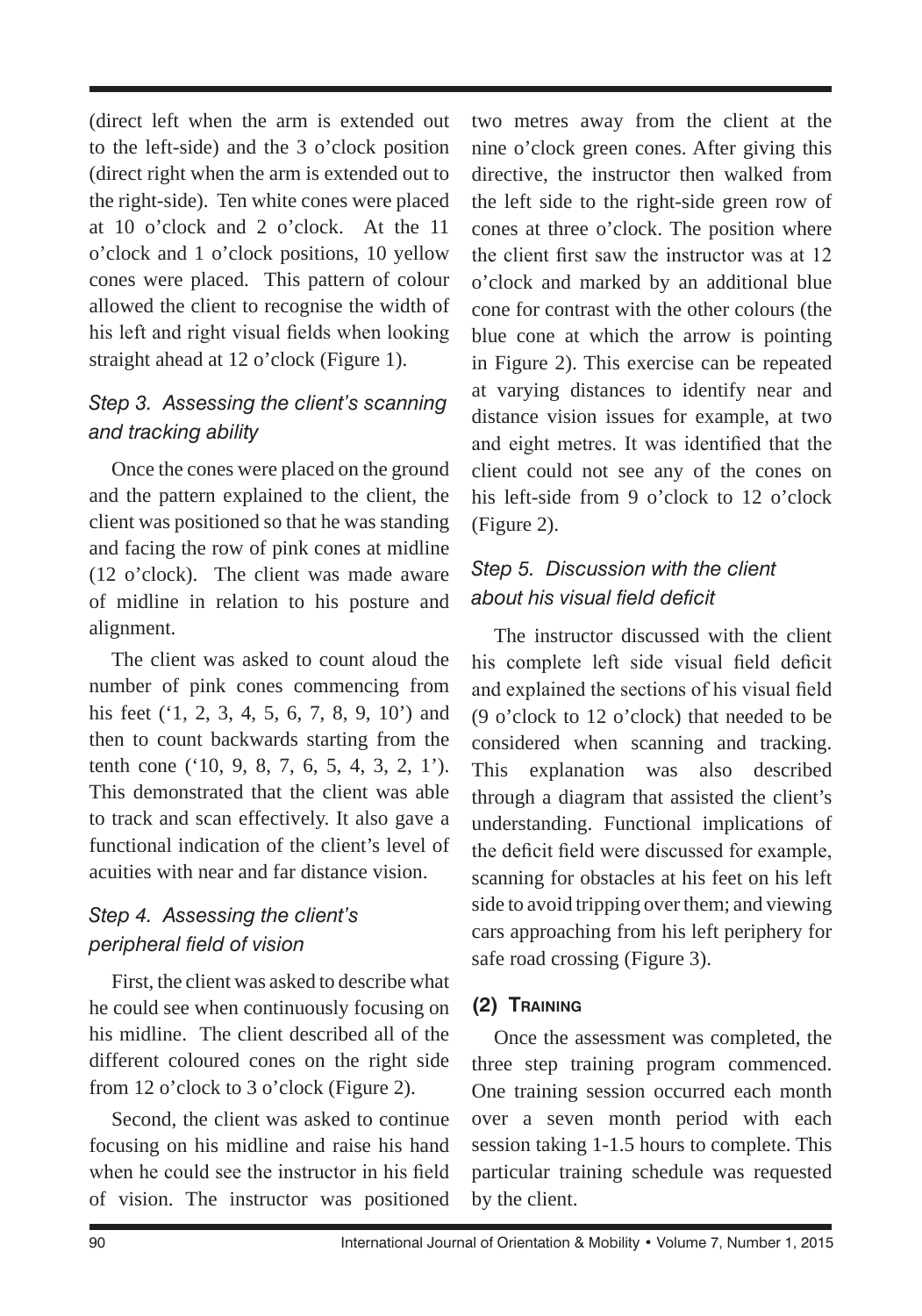(direct left when the arm is extended out to the left-side) and the 3 o'clock position (direct right when the arm is extended out to the right-side). Ten white cones were placed at 10 o'clock and 2 o'clock. At the 11 o'clock and 1 o'clock positions, 10 yellow cones were placed. This pattern of colour allowed the client to recognise the width of his left and right visual fields when looking straight ahead at 12 o'clock (Figure 1).

### *Step 3. Assessing the client's scanning and tracking ability*

Once the cones were placed on the ground and the pattern explained to the client, the client was positioned so that he was standing and facing the row of pink cones at midline (12 o'clock). The client was made aware of midline in relation to his posture and alignment.

The client was asked to count aloud the number of pink cones commencing from his feet ('1, 2, 3, 4, 5, 6, 7, 8, 9, 10') and then to count backwards starting from the tenth cone ('10, 9, 8, 7, 6, 5, 4, 3, 2, 1'). This demonstrated that the client was able to track and scan effectively. It also gave a functional indication of the client's level of acuities with near and far distance vision.

### *Step 4. Assessing the client's peripheral field of vision*

First, the client was asked to describe what he could see when continuously focusing on his midline. The client described all of the different coloured cones on the right side from 12 o'clock to 3 o'clock (Figure 2).

Second, the client was asked to continue focusing on his midline and raise his hand when he could see the instructor in his field of vision. The instructor was positioned two metres away from the client at the nine o'clock green cones. After giving this directive, the instructor then walked from the left side to the right-side green row of cones at three o'clock. The position where the client first saw the instructor was at 12 o'clock and marked by an additional blue cone for contrast with the other colours (the blue cone at which the arrow is pointing in Figure 2). This exercise can be repeated at varying distances to identify near and distance vision issues for example, at two and eight metres. It was identified that the client could not see any of the cones on his left-side from 9 o'clock to 12 o'clock (Figure 2).

### *Step 5. Discussion with the client about his visual field deficit*

The instructor discussed with the client his complete left side visual field deficit and explained the sections of his visual field (9 o'clock to 12 o'clock) that needed to be considered when scanning and tracking. This explanation was also described through a diagram that assisted the client's understanding. Functional implications of the deficit field were discussed for example, scanning for obstacles at his feet on his left side to avoid tripping over them; and viewing cars approaching from his left periphery for safe road crossing (Figure 3).

## (2) Training

Once the assessment was completed, the three step training program commenced. One training session occurred each month over a seven month period with each session taking 1-1.5 hours to complete. This particular training schedule was requested by the client.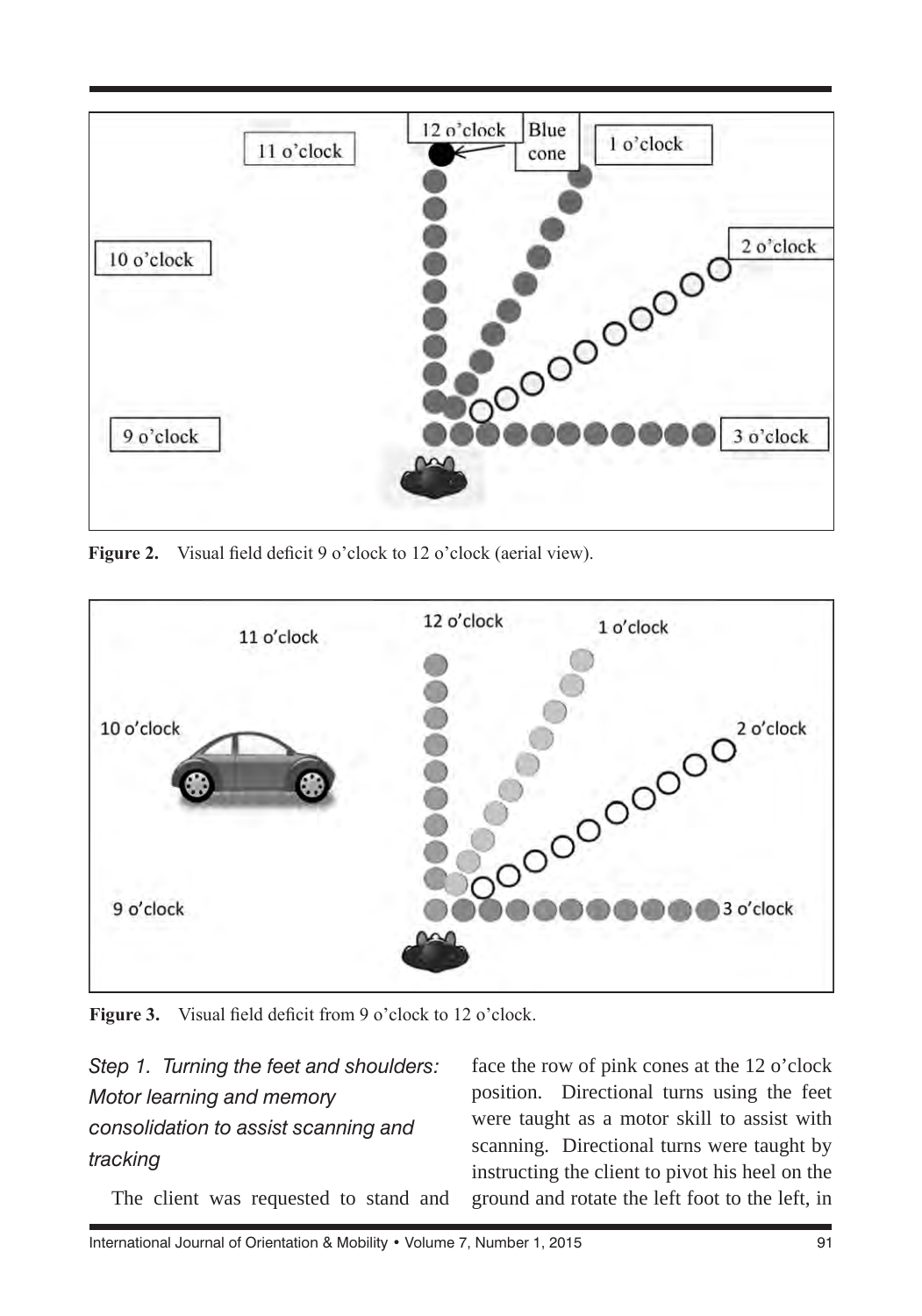Figure 2. Visual field deficit 9 o'clock to 12 o'clock (aerial view).

Figure 3. Visual field deficit from 9 o'clock to 12 o'clock.

### *Step 1. Turning the feet and shoulders: Motor learning and memory consolidation to assist scanning and tracking*

The client was requested to stand and face the row of pink cones at the 12 o'clock position. Directional turns using the feet were taught as a motor skill to assist with scanning. Directional turns were taught by instructing the client to pivot his heel on the ground and rotate the left foot to the left, in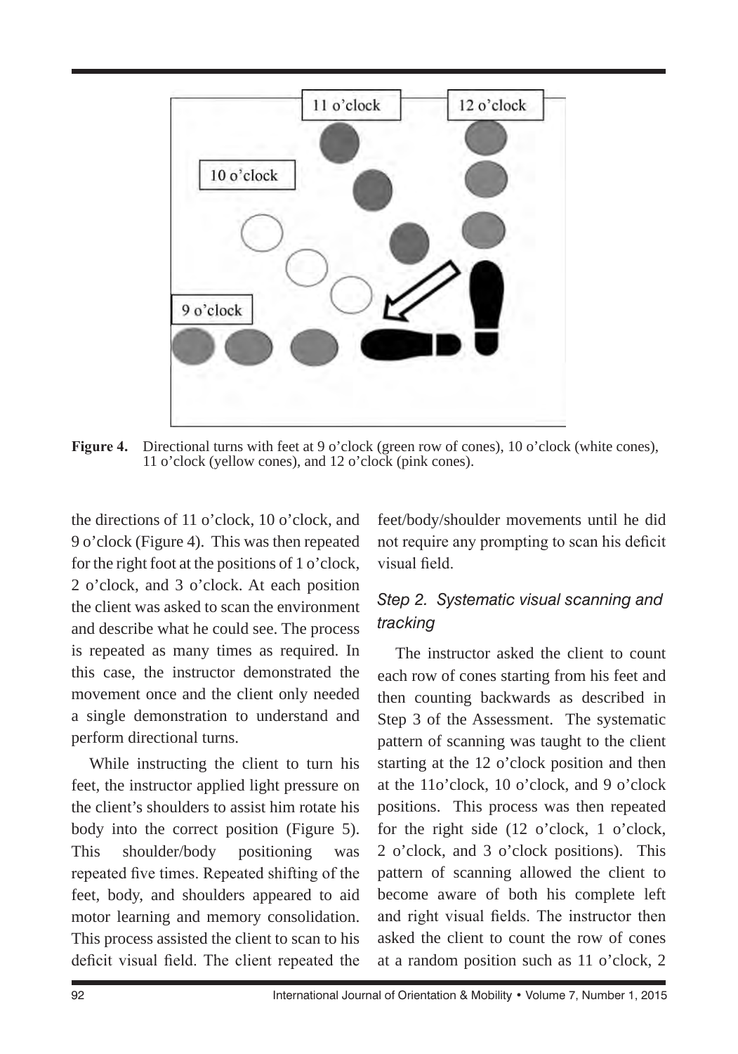**Figure 4.** Directional turns with feet at 9 o'clock (green row of cones), 10 o'clock (white cones), 11 o'clock (yellow cones), and 12 o'clock (pink cones).

the directions of 11 o'clock, 10 o'clock, and 9 o'clock (Figure 4). This was then repeated for the right foot at the positions of 1 o'clock, 2 o'clock, and 3 o'clock. At each position the client was asked to scan the environment and describe what he could see. The process is repeated as many times as required. In this case, the instructor demonstrated the movement once and the client only needed a single demonstration to understand and perform directional turns.

While instructing the client to turn his feet, the instructor applied light pressure on the client's shoulders to assist him rotate his body into the correct position (Figure 5). This shoulder/body positioning was repeated five times. Repeated shifting of the feet, body, and shoulders appeared to aid motor learning and memory consolidation. This process assisted the client to scan to his deficit visual field. The client repeated the feet/body/shoulder movements until he did not require any prompting to scan his deficit visual field.

### *Step 2. Systematic visual scanning and tracking*

The instructor asked the client to count each row of cones starting from his feet and then counting backwards as described in Step 3 of the Assessment. The systematic pattern of scanning was taught to the client starting at the 12 o'clock position and then at the 11o'clock, 10 o'clock, and 9 o'clock positions. This process was then repeated for the right side (12 o'clock, 1 o'clock, 2 o'clock, and 3 o'clock positions). This pattern of scanning allowed the client to become aware of both his complete left and right visual fields. The instructor then asked the client to count the row of cones at a random position such as 11 o'clock, 2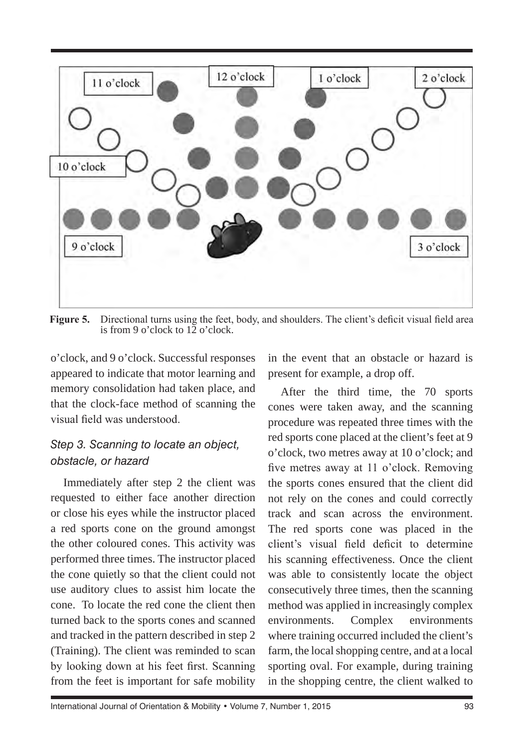Figure 5. Directional turns using the feet, body, and shoulders. The client's deficit visual field area is from 9 o'clock to 12 o'clock.

o'clock, and 9 o'clock. Successful responses appeared to indicate that motor learning and memory consolidation had taken place, and that the clock-face method of scanning the visual field was understood.

### *Step 3. Scanning to locate an object, obstacle, or hazard*

Immediately after step 2 the client was requested to either face another direction or close his eyes while the instructor placed a red sports cone on the ground amongst the other coloured cones. This activity was performed three times. The instructor placed the cone quietly so that the client could not use auditory clues to assist him locate the cone. To locate the red cone the client then turned back to the sports cones and scanned and tracked in the pattern described in step 2 (Training). The client was reminded to scan by looking down at his feet first. Scanning from the feet is important for safe mobility in the event that an obstacle or hazard is present for example, a drop off.

After the third time, the 70 sports cones were taken away, and the scanning procedure was repeated three times with the red sports cone placed at the client's feet at 9 o'clock, two metres away at 10 o'clock; and five metres away at 11 o'clock. Removing the sports cones ensured that the client did not rely on the cones and could correctly track and scan across the environment. The red sports cone was placed in the client's visual field deficit to determine his scanning effectiveness. Once the client was able to consistently locate the object consecutively three times, then the scanning method was applied in increasingly complex environments. Complex environments where training occurred included the client's farm, the local shopping centre, and at a local sporting oval. For example, during training in the shopping centre, the client walked to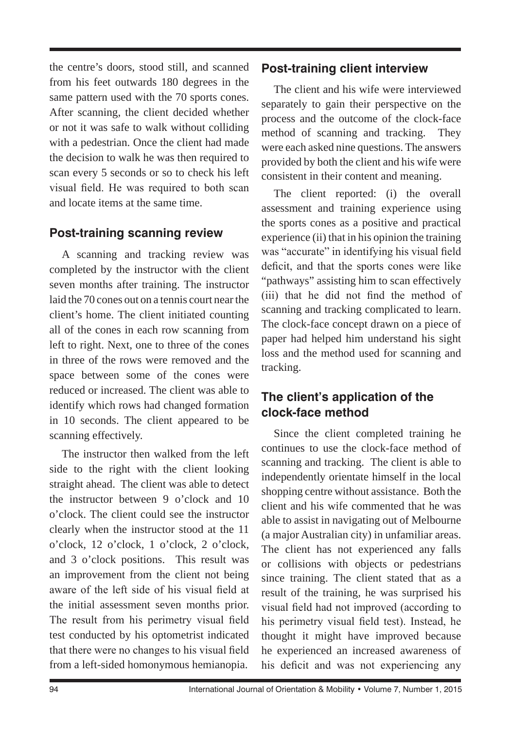the centre's doors, stood still, and scanned from his feet outwards 180 degrees in the same pattern used with the 70 sports cones. After scanning, the client decided whether or not it was safe to walk without colliding with a pedestrian. Once the client had made the decision to walk he was then required to scan every 5 seconds or so to check his left visual field. He was required to both scan and locate items at the same time.

## Post-training scanning review

A scanning and tracking review was completed by the instructor with the client seven months after training. The instructor laid the 70 cones out on a tennis court near the client's home. The client initiated counting all of the cones in each row scanning from left to right. Next, one to three of the cones in three of the rows were removed and the space between some of the cones were reduced or increased. The client was able to identify which rows had changed formation in 10 seconds. The client appeared to be scanning effectively.

The instructor then walked from the left side to the right with the client looking straight ahead. The client was able to detect the instructor between 9 o'clock and 10 o'clock. The client could see the instructor clearly when the instructor stood at the 11 o'clock, 12 o'clock, 1 o'clock, 2 o'clock, and 3 o'clock positions. This result was an improvement from the client not being aware of the left side of his visual field at the initial assessment seven months prior. The result from his perimetry visual field test conducted by his optometrist indicated that there were no changes to his visual field from a left-sided homonymous hemianopia.

## Post-training client interview

The client and his wife were interviewed separately to gain their perspective on the process and the outcome of the clock-face method of scanning and tracking. They were each asked nine questions. The answers provided by both the client and his wife were consistent in their content and meaning.

The client reported: (i) the overall assessment and training experience using the sports cones as a positive and practical experience (ii) that in his opinion the training was "accurate" in identifying his visual field deficit, and that the sports cones were like "pathways" assisting him to scan effectively (iii) that he did not find the method of scanning and tracking complicated to learn. The clock-face concept drawn on a piece of paper had helped him understand his sight loss and the method used for scanning and tracking.

## The client's application of the clock-face method

Since the client completed training he continues to use the clock-face method of scanning and tracking. The client is able to independently orientate himself in the local shopping centre without assistance. Both the client and his wife commented that he was able to assist in navigating out of Melbourne (a major Australian city) in unfamiliar areas. The client has not experienced any falls or collisions with objects or pedestrians since training. The client stated that as a result of the training, he was surprised his visual field had not improved (according to his perimetry visual field test). Instead, he thought it might have improved because he experienced an increased awareness of his deficit and was not experiencing any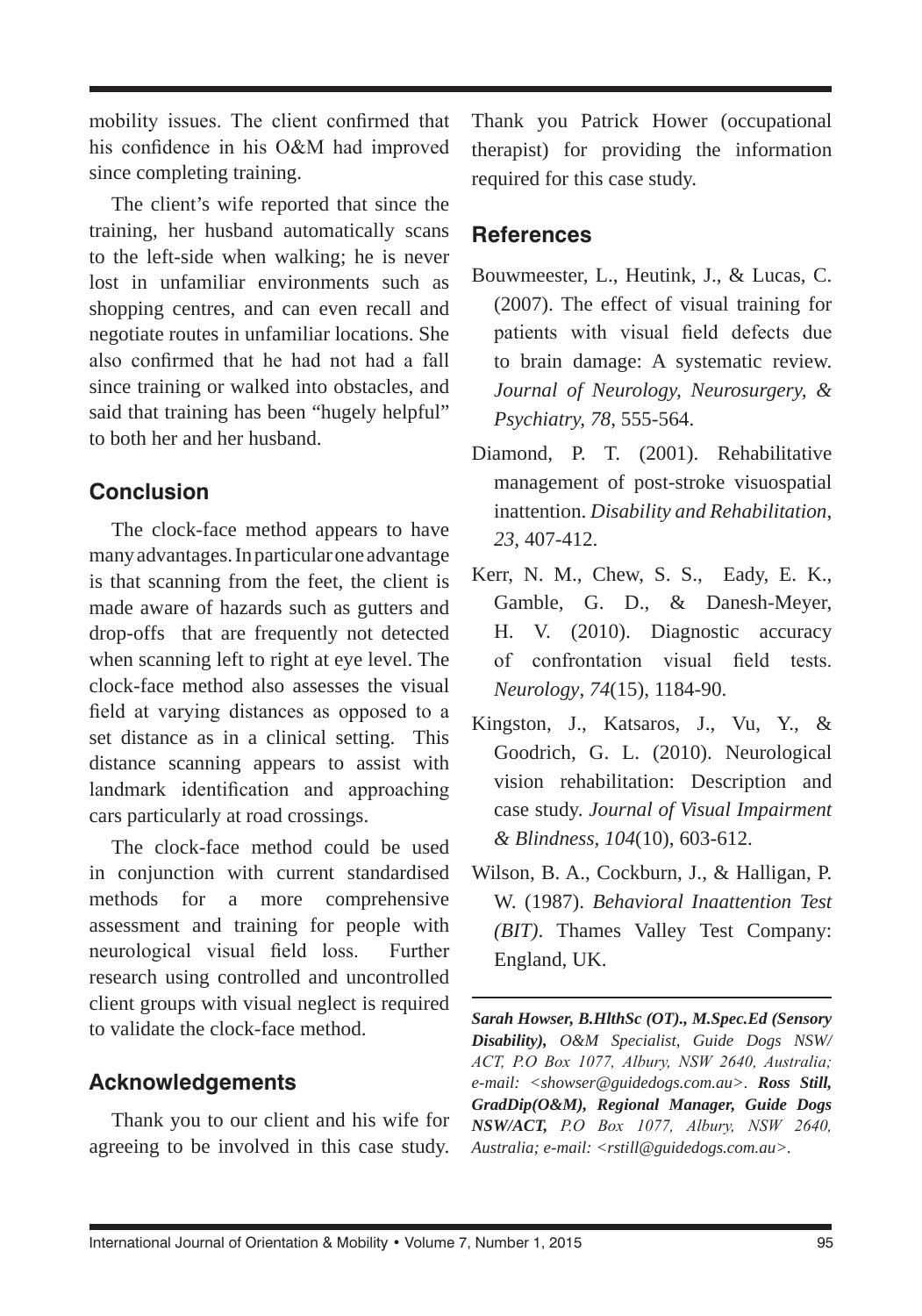mobility issues. The client confirmed that his confidence in his O&M had improved since completing training.

The client's wife reported that since the training, her husband automatically scans to the left-side when walking; he is never lost in unfamiliar environments such as shopping centres, and can even recall and negotiate routes in unfamiliar locations. She also confirmed that he had not had a fall since training or walked into obstacles, and said that training has been "hugely helpful" to both her and her husband.

## Conclusion

The clock-face method appears to have many advantages. In particular one advantage is that scanning from the feet, the client is made aware of hazards such as gutters and drop-offs that are frequently not detected when scanning left to right at eye level. The clock-face method also assesses the visual field at varying distances as opposed to a set distance as in a clinical setting. This distance scanning appears to assist with landmark identification and approaching cars particularly at road crossings.

The clock-face method could be used in conjunction with current standardised methods for a more comprehensive assessment and training for people with neurological visual field loss. Further research using controlled and uncontrolled client groups with visual neglect is required to validate the clock-face method.

## Acknowledgements

Thank you to our client and his wife for agreeing to be involved in this case study. Thank you Patrick Hower (occupational therapist) for providing the information required for this case study.

## References

Bouwmeester, L., Heutink, J., & Lucas, C. (2007). The effect of visual training for patients with visual field defects due to brain damage: A systematic review. *Journal of Neurology, Neurosurgery, & Psychiatry, 78*, 555-564.

Diamond, P. T. (2001). Rehabilitative management of post-stroke visuospatial inattention. *Disability and Rehabilitation*, *23*, 407-412.

Kerr, N. M., Chew, S. S., Eady, E. K., Gamble, G. D., & Danesh-Meyer, H. V. (2010). Diagnostic accuracy of confrontation visual field tests. *Neurology*, *74*(15), 1184-90.

Kingston, J., Katsaros, J., Vu, Y., & Goodrich, G. L. (2010). Neurological vision rehabilitation: Description and case study. *Journal of Visual Impairment & Blindness*, *104*(10), 603-612.

Wilson, B. A., Cockburn, J., & Halligan, P. W. (1987). *Behavioral Inaattention Test (BIT)*. Thames Valley Test Company: England, UK.

---

***Sarah Howser, B.HlthSc (OT)., M.Spec.Ed (Sensory Disability),*** *O&M Specialist, Guide Dogs NSW/ACT, P.O Box 1077, Albury, NSW 2640, Australia; e-mail: <showser@guidedogs.com.au>.* ***Ross Still, GradDip(O&M), Regional Manager, Guide Dogs NSW/ACT,*** *P.O Box 1077, Albury, NSW 2640, Australia; e-mail: <rstill@guidedogs.com.au>.*